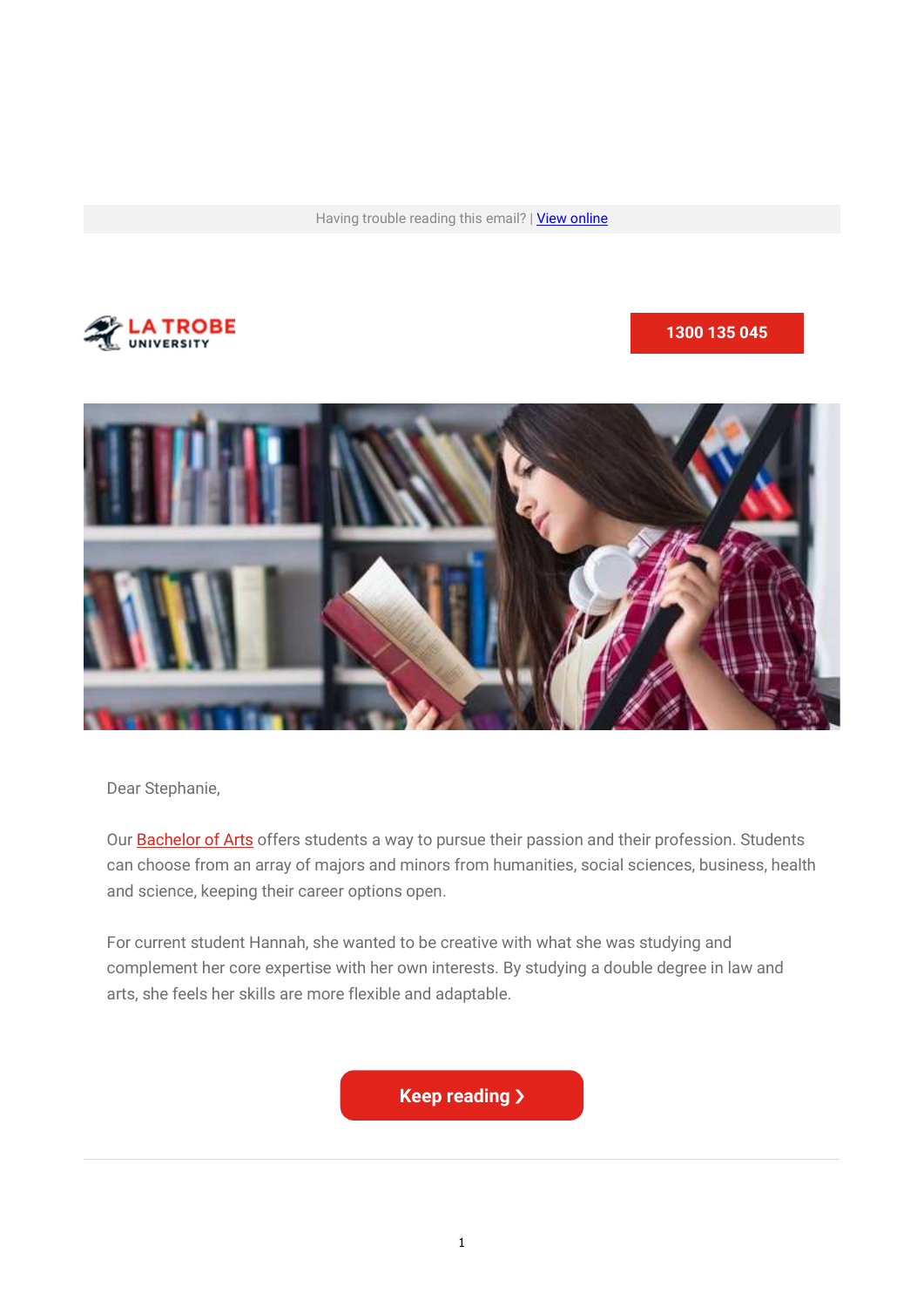Having trouble reading this email? | View online

LA TROBE UNIVERSITY

1300 135 045

Dear Stephanie,

Our Bachelor of Arts offers students a way to pursue their passion and their profession. Students can choose from an array of majors and minors from humanities, social sciences, business, health and science, keeping their career options open.

For current student Hannah, she wanted to be creative with what she was studying and complement her core expertise with her own interests. By studying a double degree in law and arts, she feels her skills are more flexible and adaptable.

**Keep reading ❯**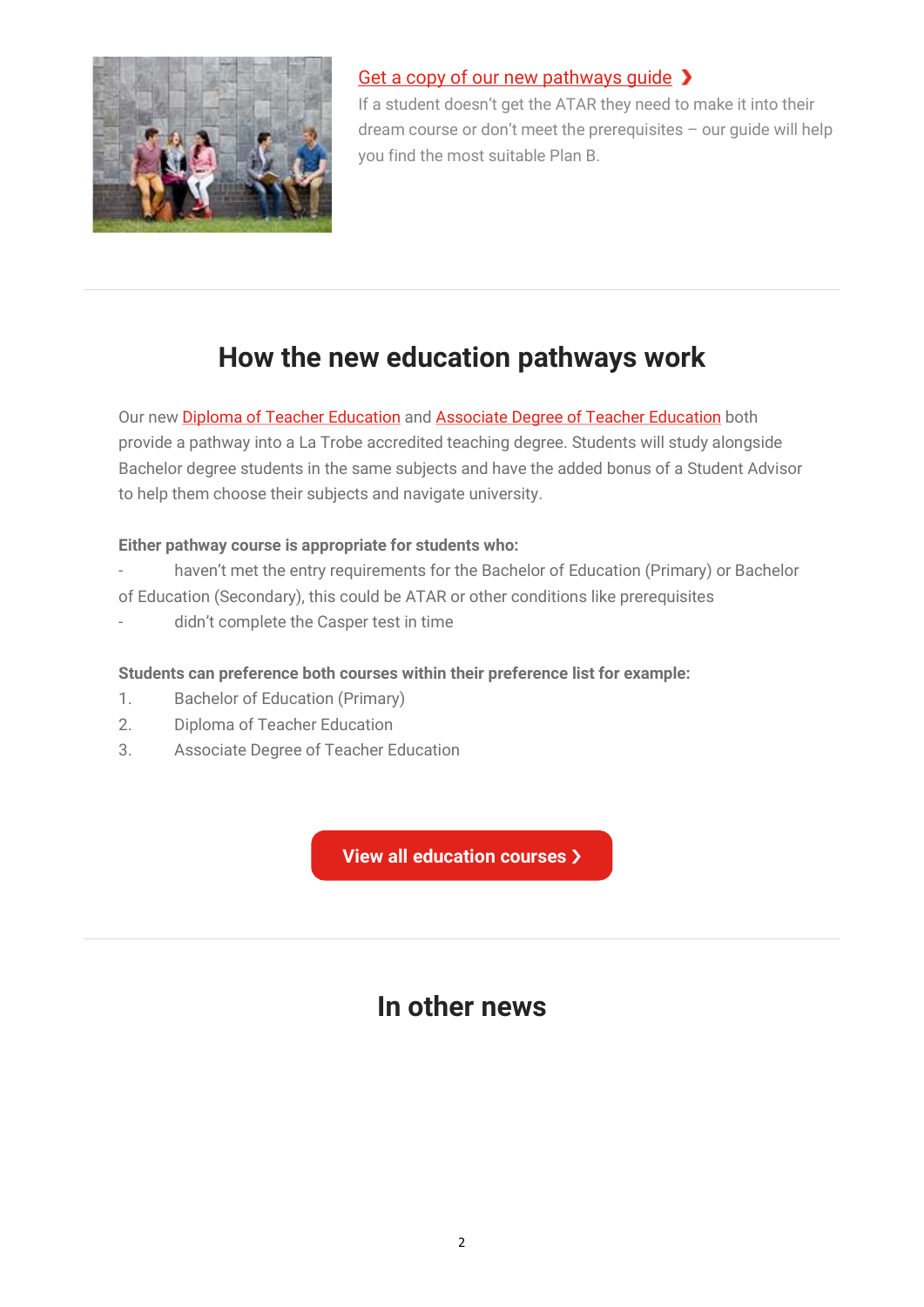Get a copy of our new pathways guide ❯

If a student doesn't get the ATAR they need to make it into their dream course or don't meet the prerequisites – our guide will help you find the most suitable Plan B.

---

## How the new education pathways work

Our new Diploma of Teacher Education and Associate Degree of Teacher Education both provide a pathway into a La Trobe accredited teaching degree. Students will study alongside Bachelor degree students in the same subjects and have the added bonus of a Student Advisor to help them choose their subjects and navigate university.

**Either pathway course is appropriate for students who:**

- haven't met the entry requirements for the Bachelor of Education (Primary) or Bachelor of Education (Secondary), this could be ATAR or other conditions like prerequisites
- didn't complete the Casper test in time

**Students can preference both courses within their preference list for example:**

1. Bachelor of Education (Primary)
2. Diploma of Teacher Education
3. Associate Degree of Teacher Education

**View all education courses ❯**

---

## In other news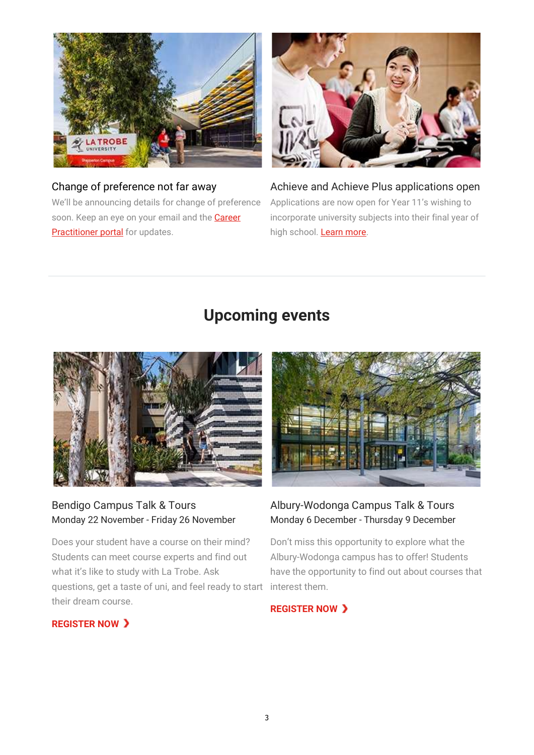### Change of preference not far away

We'll be announcing details for change of preference soon. Keep an eye on your email and the Career Practitioner portal for updates.

### Achieve and Achieve Plus applications open

Applications are now open for Year 11's wishing to incorporate university subjects into their final year of high school. Learn more.

---

## Upcoming events

### Bendigo Campus Talk & Tours

Monday 22 November - Friday 26 November

Does your student have a course on their mind? Students can meet course experts and find out what it's like to study with La Trobe. Ask questions, get a taste of uni, and feel ready to start their dream course.

**REGISTER NOW ❯**

### Albury-Wodonga Campus Talk & Tours

Monday 6 December - Thursday 9 December

Don't miss this opportunity to explore what the Albury-Wodonga campus has to offer! Students have the opportunity to find out about courses that interest them.

**REGISTER NOW ❯**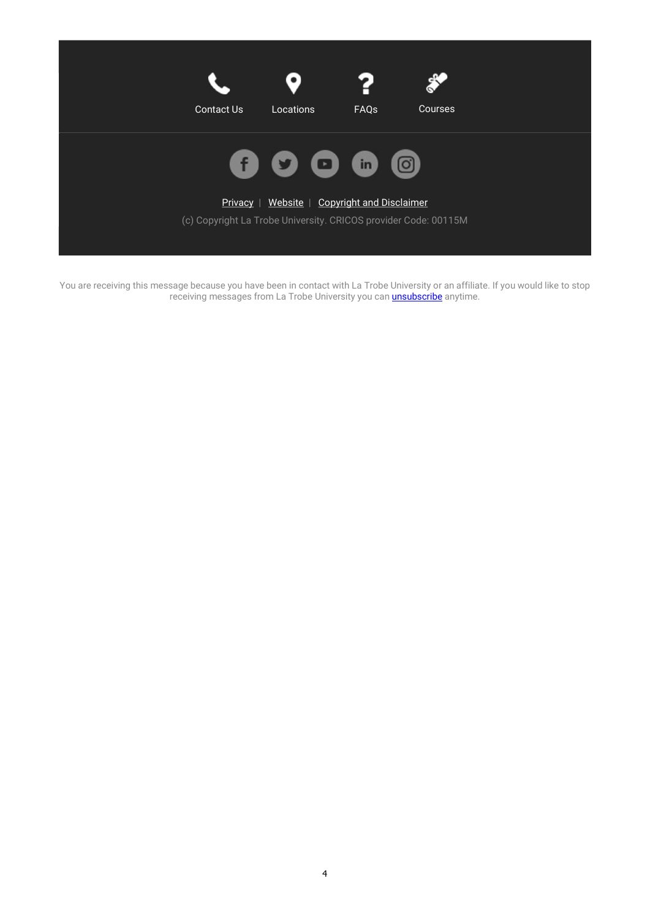Contact Us Locations FAQs Courses

Privacy | Website | Copyright and Disclaimer

(c) Copyright La Trobe University. CRICOS provider Code: 00115M

You are receiving this message because you have been in contact with La Trobe University or an affiliate. If you would like to stop receiving messages from La Trobe University you can unsubscribe anytime.